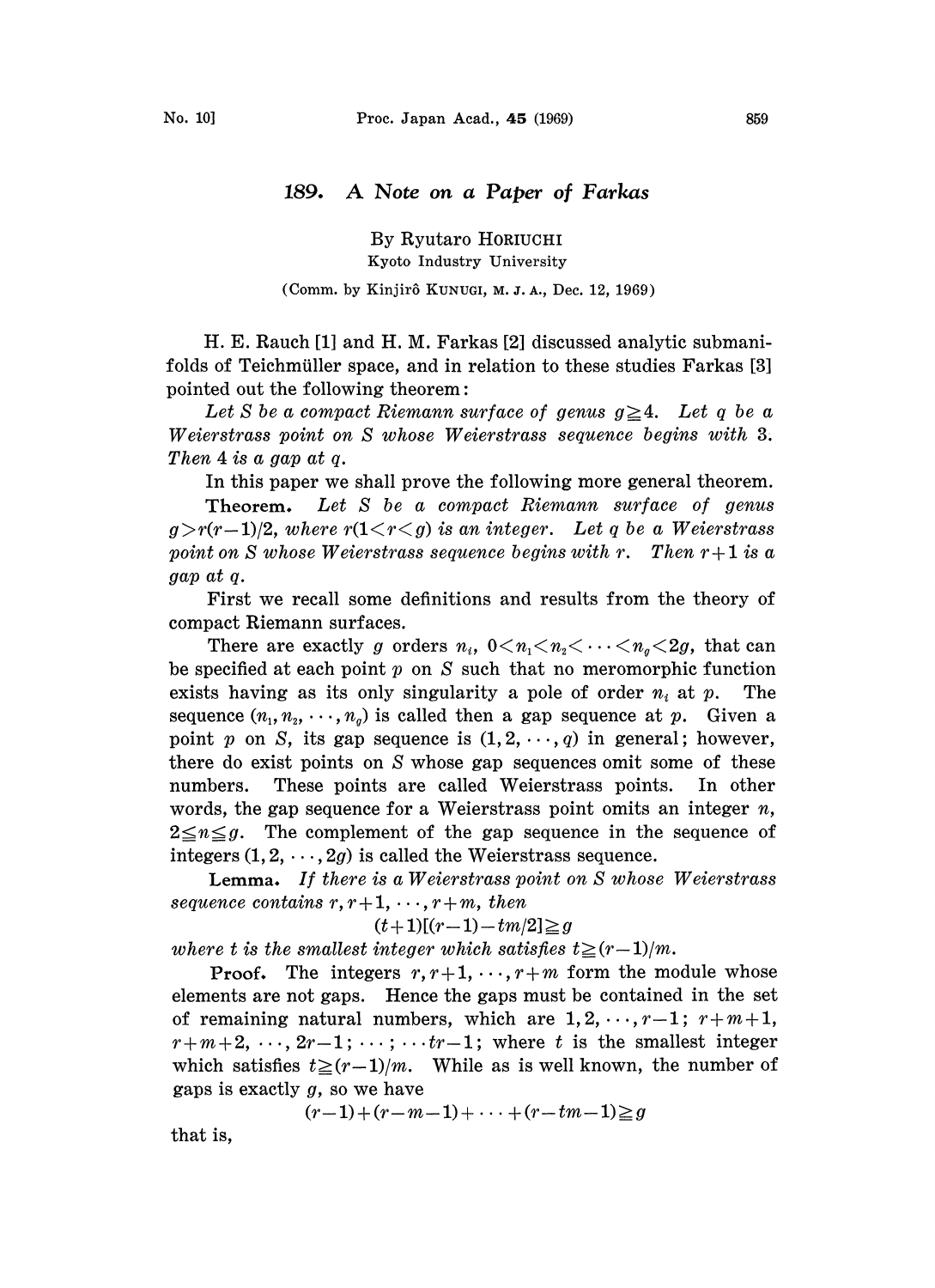# 189. A Note on a Paper of Farkas

By Ryutaro HORIUCHI

Kyoto Industry University

(Comm. by Kinjirô KUNUGI, M. J. A., Dec. 12, 1969)

H. E. Rauch [1] and H. M. Farkas [2] discussed analytic submanifolds of Teichmüller space, and in relation to these studies Farkas [3] pointed out the following theorem:

*Let $S$ be a compact Riemann surface of genus $g \geqq 4$. Let $q$ be a Weierstrass point on $S$ whose Weierstrass sequence begins with 3. Then 4 is a gap at $q$.*

In this paper we shall prove the following more general theorem.

**Theorem.** *Let $S$ be a compact Riemann surface of genus $g > r(r-1)/2$, where $r (1 < r < g)$ is an integer. Let $q$ be a Weierstrass point on $S$ whose Weierstrass sequence begins with $r$. Then $r+1$ is a gap at $q$.*

First we recall some definitions and results from the theory of compact Riemann surfaces.

There are exactly $g$ orders $n_i$, $0 < n_1 < n_2 < \cdots < n_g < 2g$, that can be specified at each point $p$ on $S$ such that no meromorphic function exists having as its only singularity a pole of order $n_i$ at $p$. The sequence $(n_1, n_2, \cdots, n_g)$ is called then a gap sequence at $p$. Given a point $p$ on $S$, its gap sequence is $(1, 2, \cdots, g)$ in general; however, there do exist points on $S$ whose gap sequences omit some of these numbers. These points are called Weierstrass points. In other words, the gap sequence for a Weierstrass point omits an integer $n$, $2 \leqq n \leqq g$. The complement of the gap sequence in the sequence of integers $(1, 2, \cdots, 2g)$ is called the Weierstrass sequence.

**Lemma.** *If there is a Weierstrass point on $S$ whose Weierstrass sequence contains $r, r+1, \cdots, r+m$, then*

$$(t+1)[(r-1) - tm/2] \geqq g$$

*where $t$ is the smallest integer which satisfies $t \geqq (r-1)/m$.*

**Proof.** The integers $r, r+1, \cdots, r+m$ form the module whose elements are not gaps. Hence the gaps must be contained in the set of remaining natural numbers, which are $1, 2, \cdots, r-1$; $r+m+1$, $r+m+2, \cdots, 2r-1$; $\cdots$; $\cdots tr-1$; where $t$ is the smallest integer which satisfies $t \geqq (r-1)/m$. While as is well known, the number of gaps is exactly $g$, so we have

$$(r-1) + (r-m-1) + \cdots + (r-tm-1) \geqq g$$

that is,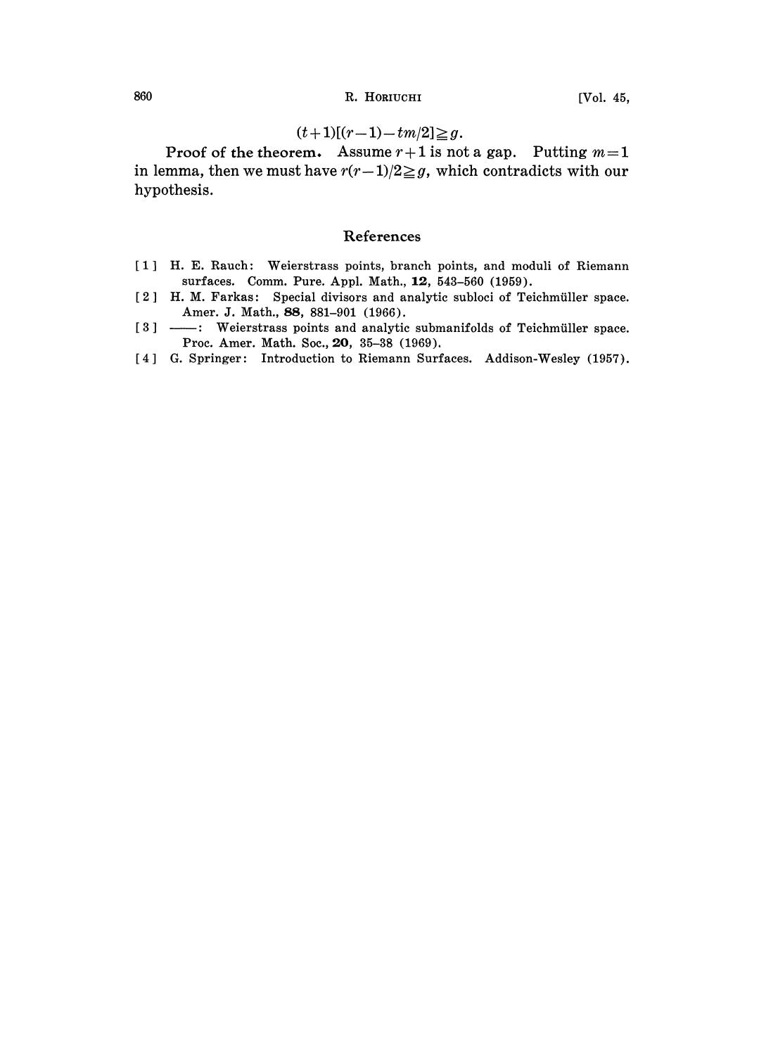$$(t+1)[(r-1)-tm/2] \geqq g.$$

**Proof of the theorem.** Assume $r+1$ is not a gap. Putting $m=1$ in lemma, then we must have $r(r-1)/2 \geqq g$, which contradicts with our hypothesis.

## References

[1] H. E. Rauch: Weierstrass points, branch points, and moduli of Riemann surfaces. Comm. Pure. Appl. Math., **12**, 543–560 (1959).

[2] H. M. Farkas: Special divisors and analytic subloci of Teichmüller space. Amer. J. Math., **88**, 881–901 (1966).

[3] ——: Weierstrass points and analytic submanifolds of Teichmüller space. Proc. Amer. Math. Soc., **20**, 35–38 (1969).

[4] G. Springer: Introduction to Riemann Surfaces. Addison-Wesley (1957).